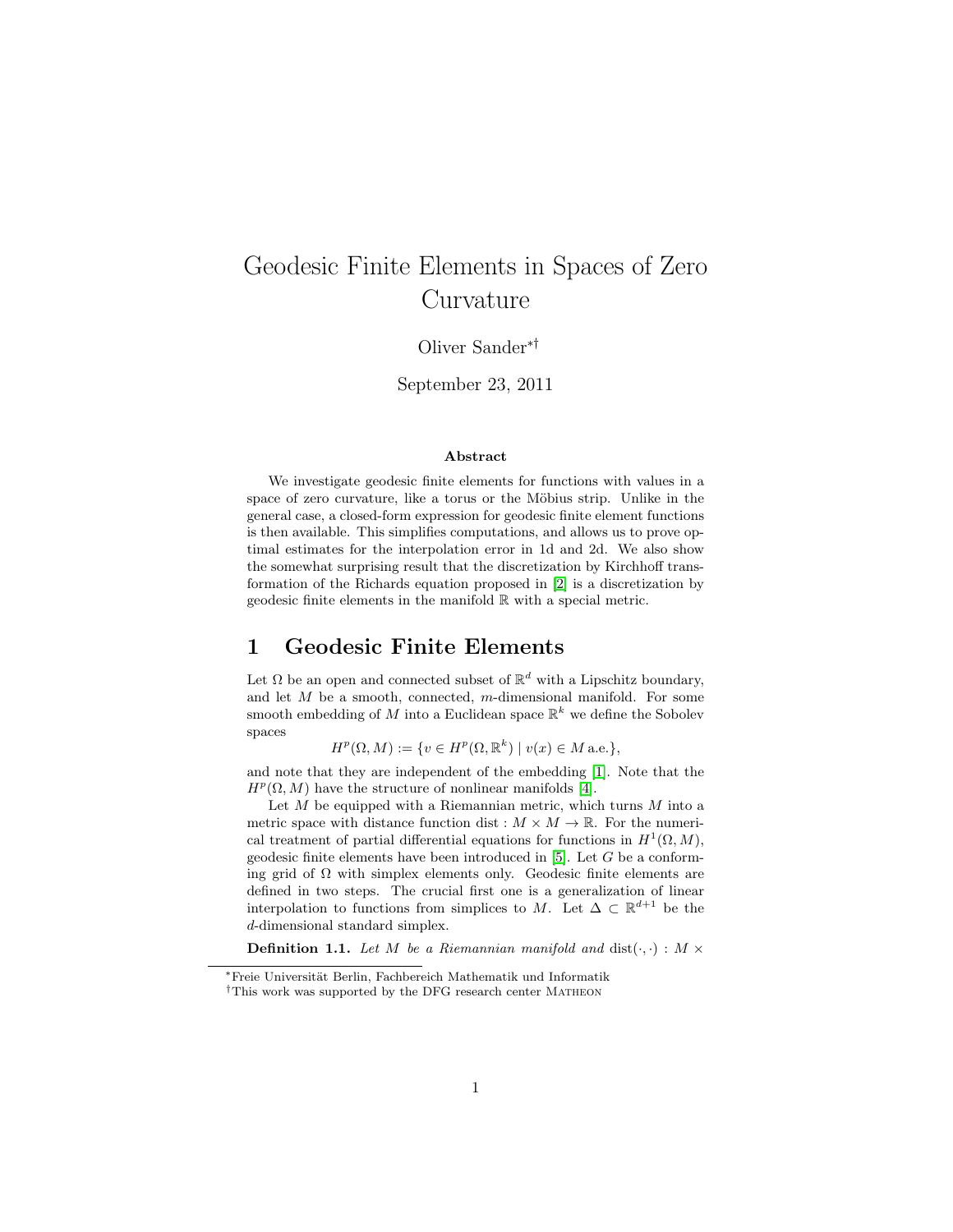# Geodesic Finite Elements in Spaces of Zero Curvature

Oliver Sander[*][†]

September 23, 2011

### Abstract

We investigate geodesic finite elements for functions with values in a space of zero curvature, like a torus or the Möbius strip. Unlike in the general case, a closed-form expression for geodesic finite element functions is then available. This simplifies computations, and allows us to prove optimal estimates for the interpolation error in 1d and 2d. We also show the somewhat surprising result that the discretization by Kirchhoff transformation of the Richards equation proposed in [2] is a discretization by geodesic finite elements in the manifold $\mathbb{R}$ with a special metric.

## 1 Geodesic Finite Elements

Let $\Omega$ be an open and connected subset of $\mathbb{R}^d$ with a Lipschitz boundary, and let $M$ be a smooth, connected, $m$-dimensional manifold. For some smooth embedding of $M$ into a Euclidean space $\mathbb{R}^k$ we define the Sobolev spaces

$$H^p(\Omega, M) := \{v \in H^p(\Omega, \mathbb{R}^k) \mid v(x) \in M \text{ a.e.}\},$$

and note that they are independent of the embedding [1]. Note that the $H^p(\Omega, M)$ have the structure of nonlinear manifolds [4].

Let $M$ be equipped with a Riemannian metric, which turns $M$ into a metric space with distance function $\operatorname{dist} : M \times M \to \mathbb{R}$. For the numerical treatment of partial differential equations for functions in $H^1(\Omega, M)$, geodesic finite elements have been introduced in [5]. Let $G$ be a conforming grid of $\Omega$ with simplex elements only. Geodesic finite elements are defined in two steps. The crucial first one is a generalization of linear interpolation to functions from simplices to $M$. Let $\Delta \subset \mathbb{R}^{d+1}$ be the $d$-dimensional standard simplex.

**Definition 1.1.** *Let $M$ be a Riemannian manifold and* $\operatorname{dist}(\cdot, \cdot) : M \times$

[*]Freie Universität Berlin, Fachbereich Mathematik und Informatik

[†]This work was supported by the DFG research center Matheon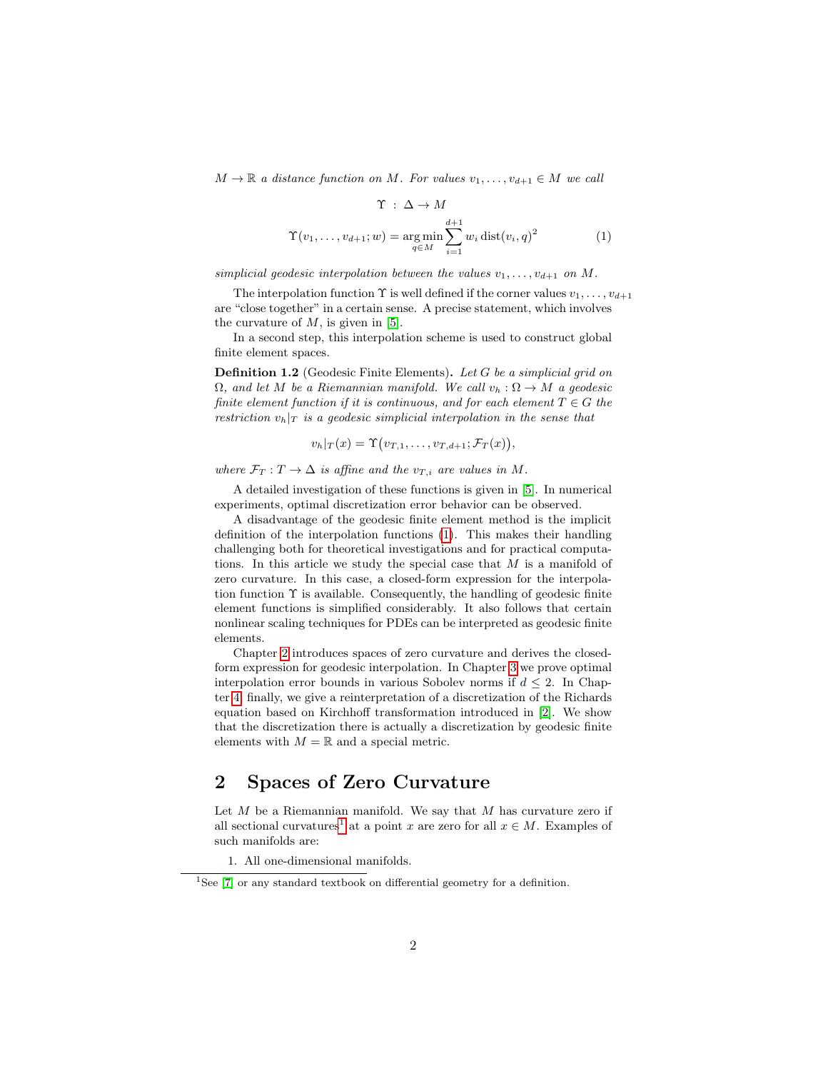$M \to \mathbb{R}$ *a distance function on* $M$. *For values* $v_1, \dots, v_{d+1} \in M$ *we call*

$$\Upsilon \,:\, \Delta \to M$$

$$\Upsilon(v_1, \dots, v_{d+1}; w) = \operatorname*{arg\,min}_{q \in M} \sum_{i=1}^{d+1} w_i \operatorname{dist}(v_i, q)^2 \tag{1}$$

*simplicial geodesic interpolation between the values* $v_1, \dots, v_{d+1}$ *on* $M$.

The interpolation function $\Upsilon$ is well defined if the corner values $v_1, \dots, v_{d+1}$ are "close together" in a certain sense. A precise statement, which involves the curvature of $M$, is given in [5].

In a second step, this interpolation scheme is used to construct global finite element spaces.

**Definition 1.2** (Geodesic Finite Elements)**.** *Let* $G$ *be a simplicial grid on* $\Omega$*, and let* $M$ *be a Riemannian manifold. We call* $v_h : \Omega \to M$ *a geodesic finite element function if it is continuous, and for each element* $T \in G$ *the restriction* $v_h|_T$ *is a geodesic simplicial interpolation in the sense that*

$$v_h|_T(x) = \Upsilon\big(v_{T,1}, \dots, v_{T,d+1}; \mathcal{F}_T(x)\big),$$

*where* $\mathcal{F}_T : T \to \Delta$ *is affine and the* $v_{T,i}$ *are values in* $M$.

A detailed investigation of these functions is given in [5]. In numerical experiments, optimal discretization error behavior can be observed.

A disadvantage of the geodesic finite element method is the implicit definition of the interpolation functions (1). This makes their handling challenging both for theoretical investigations and for practical computations. In this article we study the special case that $M$ is a manifold of zero curvature. In this case, a closed-form expression for the interpolation function $\Upsilon$ is available. Consequently, the handling of geodesic finite element functions is simplified considerably. It also follows that certain nonlinear scaling techniques for PDEs can be interpreted as geodesic finite elements.

Chapter 2 introduces spaces of zero curvature and derives the closed-form expression for geodesic interpolation. In Chapter 3 we prove optimal interpolation error bounds in various Sobolev norms if $d \leq 2$. In Chapter 4, finally, we give a reinterpretation of a discretization of the Richards equation based on Kirchhoff transformation introduced in [2]. We show that the discretization there is actually a discretization by geodesic finite elements with $M = \mathbb{R}$ and a special metric.

## 2 Spaces of Zero Curvature

Let $M$ be a Riemannian manifold. We say that $M$ has curvature zero if all sectional curvatures[1] at a point $x$ are zero for all $x \in M$. Examples of such manifolds are:

1. All one-dimensional manifolds.

[1] See [7] or any standard textbook on differential geometry for a definition.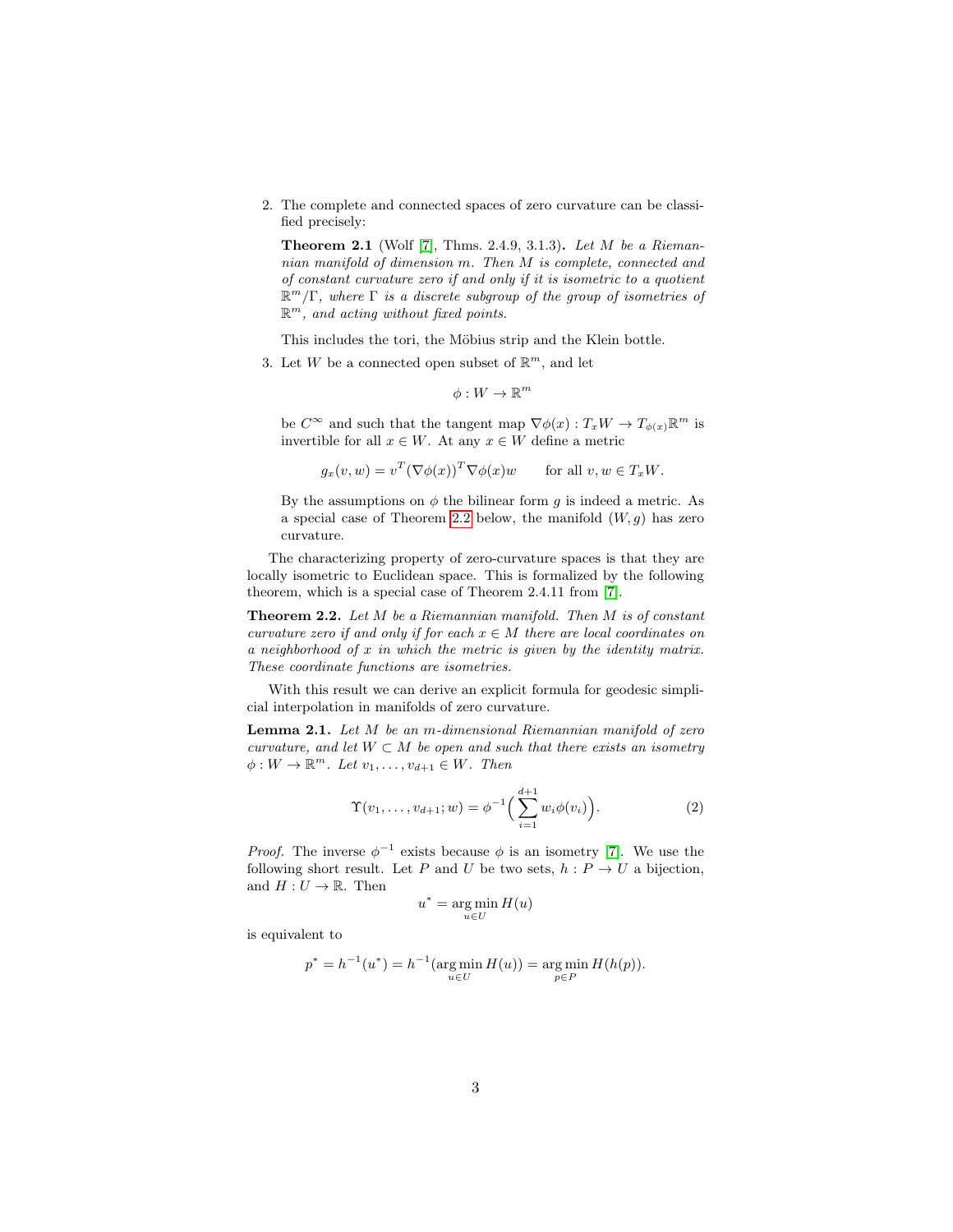2. The complete and connected spaces of zero curvature can be classified precisely:

   **Theorem 2.1** (Wolf [7], Thms. 2.4.9, 3.1.3)**.** *Let $M$ be a Riemannian manifold of dimension $m$. Then $M$ is complete, connected and of constant curvature zero if and only if it is isometric to a quotient $\mathbb{R}^m/\Gamma$, where $\Gamma$ is a discrete subgroup of the group of isometries of $\mathbb{R}^m$, and acting without fixed points.*

   This includes the tori, the Möbius strip and the Klein bottle.

3. Let $W$ be a connected open subset of $\mathbb{R}^m$, and let

   $$\phi : W \to \mathbb{R}^m$$

   be $C^\infty$ and such that the tangent map $\nabla\phi(x) : T_x W \to T_{\phi(x)}\mathbb{R}^m$ is invertible for all $x \in W$. At any $x \in W$ define a metric

   $$g_x(v, w) = v^T (\nabla\phi(x))^T \nabla\phi(x) w \qquad \text{for all } v, w \in T_x W.$$

   By the assumptions on $\phi$ the bilinear form $g$ is indeed a metric. As a special case of Theorem 2.2 below, the manifold $(W, g)$ has zero curvature.

The characterizing property of zero-curvature spaces is that they are locally isometric to Euclidean space. This is formalized by the following theorem, which is a special case of Theorem 2.4.11 from [7].

**Theorem 2.2.** *Let $M$ be a Riemannian manifold. Then $M$ is of constant curvature zero if and only if for each $x \in M$ there are local coordinates on a neighborhood of $x$ in which the metric is given by the identity matrix. These coordinate functions are isometries.*

With this result we can derive an explicit formula for geodesic simplicial interpolation in manifolds of zero curvature.

**Lemma 2.1.** *Let $M$ be an $m$-dimensional Riemannian manifold of zero curvature, and let $W \subset M$ be open and such that there exists an isometry $\phi : W \to \mathbb{R}^m$. Let $v_1, \dots, v_{d+1} \in W$. Then*

$$\Upsilon(v_1, \dots, v_{d+1}; w) = \phi^{-1}\Big(\sum_{i=1}^{d+1} w_i \phi(v_i)\Big). \tag{2}$$

*Proof.* The inverse $\phi^{-1}$ exists because $\phi$ is an isometry [7]. We use the following short result. Let $P$ and $U$ be two sets, $h : P \to U$ a bijection, and $H : U \to \mathbb{R}$. Then

$$u^* = \operatorname*{arg\,min}_{u \in U} H(u)$$

is equivalent to

$$p^* = h^{-1}(u^*) = h^{-1}(\operatorname*{arg\,min}_{u \in U} H(u)) = \operatorname*{arg\,min}_{p \in P} H(h(p)).$$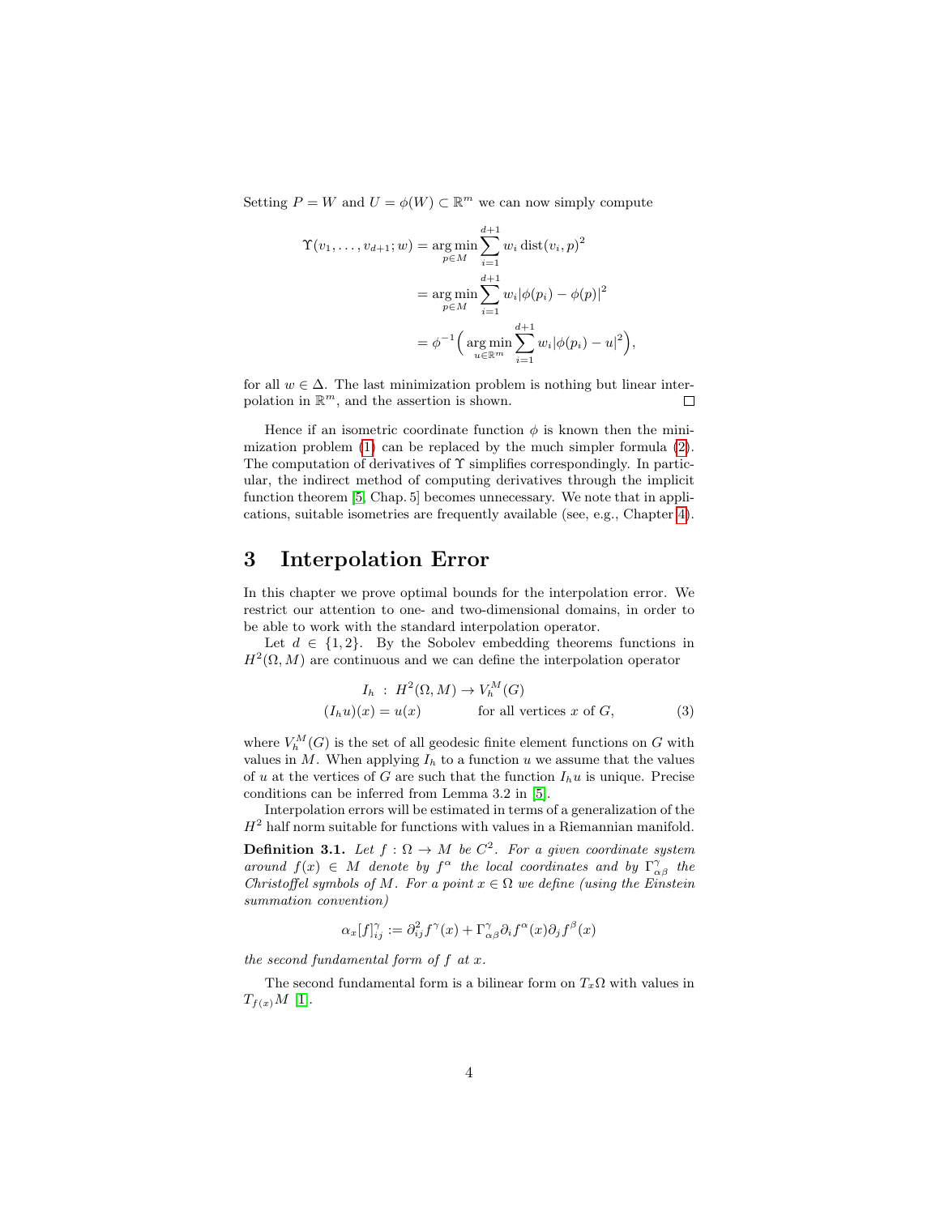Setting $P = W$ and $U = \phi(W) \subset \mathbb{R}^m$ we can now simply compute

$$
\begin{aligned}
\Upsilon(v_1, \dots, v_{d+1}; w) &= \operatorname*{arg\,min}_{p \in M} \sum_{i=1}^{d+1} w_i \operatorname{dist}(v_i, p)^2 \\
&= \operatorname*{arg\,min}_{p \in M} \sum_{i=1}^{d+1} w_i |\phi(p_i) - \phi(p)|^2 \\
&= \phi^{-1}\Big( \operatorname*{arg\,min}_{u \in \mathbb{R}^m} \sum_{i=1}^{d+1} w_i |\phi(p_i) - u|^2 \Big),
\end{aligned}
$$

for all $w \in \Delta$. The last minimization problem is nothing but linear interpolation in $\mathbb{R}^m$, and the assertion is shown. $\square$

Hence if an isometric coordinate function $\phi$ is known then the minimization problem (1) can be replaced by the much simpler formula (2). The computation of derivatives of $\Upsilon$ simplifies correspondingly. In particular, the indirect method of computing derivatives through the implicit function theorem [5, Chap. 5] becomes unnecessary. We note that in applications, suitable isometries are frequently available (see, e.g., Chapter 4).

# 3 Interpolation Error

In this chapter we prove optimal bounds for the interpolation error. We restrict our attention to one- and two-dimensional domains, in order to be able to work with the standard interpolation operator.

Let $d \in \{1, 2\}$. By the Sobolev embedding theorems functions in $H^2(\Omega, M)$ are continuous and we can define the interpolation operator

$$
\begin{aligned}
I_h \ &: \ H^2(\Omega, M) \to V_h^M(G) \\
(I_h u)(x) &= u(x) \qquad \text{for all vertices } x \text{ of } G,
\end{aligned}
\tag{3}
$$

where $V_h^M(G)$ is the set of all geodesic finite element functions on $G$ with values in $M$. When applying $I_h$ to a function $u$ we assume that the values of $u$ at the vertices of $G$ are such that the function $I_h u$ is unique. Precise conditions can be inferred from Lemma 3.2 in [5].

Interpolation errors will be estimated in terms of a generalization of the $H^2$ half norm suitable for functions with values in a Riemannian manifold.

**Definition 3.1.** *Let $f : \Omega \to M$ be $C^2$. For a given coordinate system around $f(x) \in M$ denote by $f^\alpha$ the local coordinates and by $\Gamma^\gamma_{\alpha\beta}$ the Christoffel symbols of $M$. For a point $x \in \Omega$ we define (using the Einstein summation convention)*

$$
\alpha_x[f]^\gamma_{ij} := \partial^2_{ij} f^\gamma(x) + \Gamma^\gamma_{\alpha\beta} \partial_i f^\alpha(x) \partial_j f^\beta(x)
$$

*the second fundamental form of $f$ at $x$.*

The second fundamental form is a bilinear form on $T_x\Omega$ with values in $T_{f(x)}M$ [1].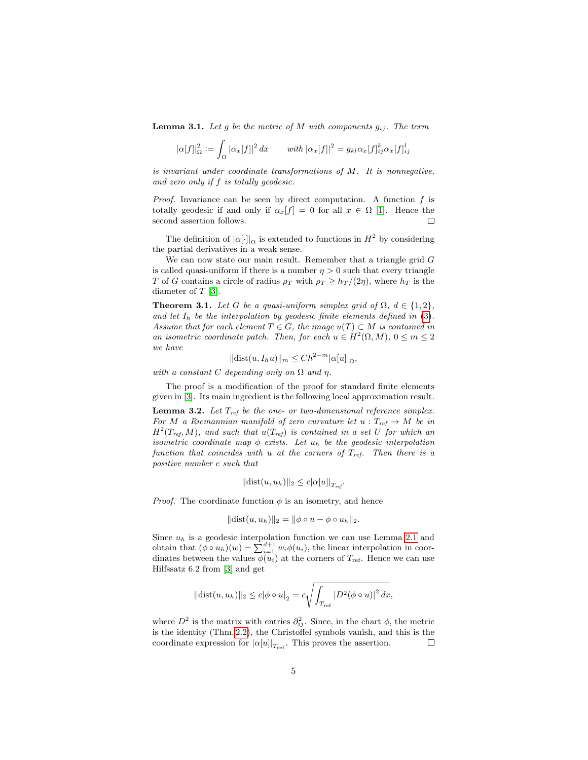**Lemma 3.1.** *Let $g$ be the metric of $M$ with components $g_{ij}$. The term*

$$|\alpha[f]|^2_\Omega := \int_\Omega |\alpha_x[f]|^2 \, dx \qquad \text{with } |\alpha_x[f]|^2 = g_{kl}\alpha_x[f]^k_{ij}\alpha_x[f]^l_{ij}$$

*is invariant under coordinate transformations of $M$. It is nonnegative, and zero only if $f$ is totally geodesic.*

*Proof.* Invariance can be seen by direct computation. A function $f$ is totally geodesic if and only if $\alpha_x[f] = 0$ for all $x \in \Omega$ [1]. Hence the second assertion follows. $\square$

The definition of $|\alpha[\cdot]|_\Omega$ is extended to functions in $H^2$ by considering the partial derivatives in a weak sense.

We can now state our main result. Remember that a triangle grid $G$ is called quasi-uniform if there is a number $\eta > 0$ such that every triangle $T$ of $G$ contains a circle of radius $\rho_T$ with $\rho_T \geq h_T/(2\eta)$, where $h_T$ is the diameter of $T$ [3].

**Theorem 3.1.** *Let $G$ be a quasi-uniform simplex grid of $\Omega$, $d \in \{1, 2\}$, and let $I_h$ be the interpolation by geodesic finite elements defined in (3). Assume that for each element $T \in G$, the image $u(T) \subset M$ is contained in an isometric coordinate patch. Then, for each $u \in H^2(\Omega, M)$, $0 \leq m \leq 2$ we have*

$$\|\operatorname{dist}(u, I_h u)\|_m \leq Ch^{2-m}|\alpha[u]|_\Omega,$$

*with a constant $C$ depending only on $\Omega$ and $\eta$.*

The proof is a modification of the proof for standard finite elements given in [3]. Its main ingredient is the following local approximation result.

**Lemma 3.2.** *Let $T_{ref}$ be the one- or two-dimensional reference simplex. For $M$ a Riemannian manifold of zero curvature let $u : T_{ref} \to M$ be in $H^2(T_{ref}, M)$, and such that $u(T_{ref})$ is contained in a set $U$ for which an isometric coordinate map $\phi$ exists. Let $u_h$ be the geodesic interpolation function that coincides with $u$ at the corners of $T_{ref}$. Then there is a positive number $c$ such that*

$$\|\operatorname{dist}(u, u_h)\|_2 \leq c|\alpha[u]|_{T_{ref}}.$$

*Proof.* The coordinate function $\phi$ is an isometry, and hence

$$\|\operatorname{dist}(u, u_h)\|_2 = \|\phi \circ u - \phi \circ u_h\|_2.$$

Since $u_h$ is a geodesic interpolation function we can use Lemma 2.1 and obtain that $(\phi \circ u_h)(w) = \sum_{i=1}^{d+1} w_i \phi(u_i)$, the linear interpolation in coordinates between the values $\phi(u_i)$ at the corners of $T_{\text{ref}}$. Hence we can use Hilfssatz 6.2 from [3] and get

$$\|\operatorname{dist}(u, u_h)\|_2 \leq c|\phi \circ u|_2 = c\sqrt{\int_{T_{\text{ref}}} |D^2(\phi \circ u)|^2 \, dx},$$

where $D^2$ is the matrix with entries $\partial^2_{ij}$. Since, in the chart $\phi$, the metric is the identity (Thm. 2.2), the Christoffel symbols vanish, and this is the coordinate expression for $|\alpha[u]|_{T_{\text{ref}}}$. This proves the assertion. $\square$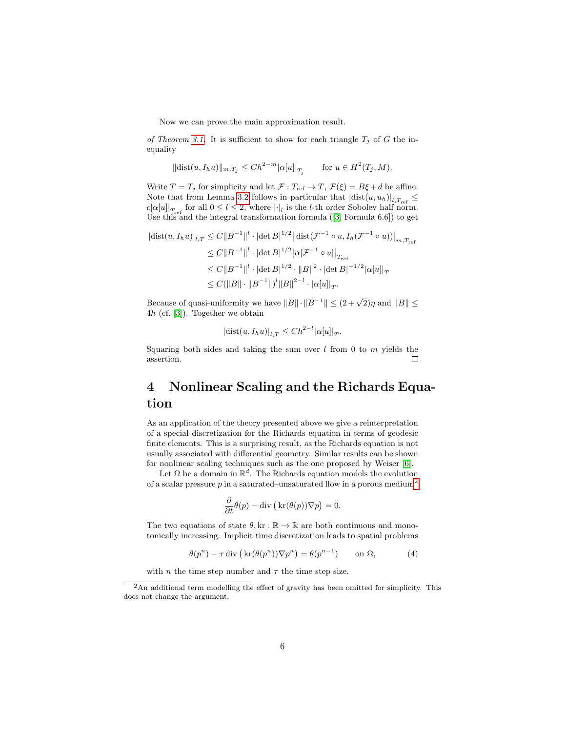Now we can prove the main approximation result.

*of Theorem 3.1.* It is sufficient to show for each triangle $T_j$ of $G$ the inequality

$$\|\operatorname{dist}(u, I_h u)\|_{m,T_j} \leq C h^{2-m} |\alpha[u]|_{T_j} \qquad \text{for } u \in H^2(T_j, M).$$

Write $T = T_j$ for simplicity and let $\mathcal{F} : T_{\text{ref}} \to T$, $\mathcal{F}(\xi) = B\xi + d$ be affine. Note that from Lemma 3.2 follows in particular that $|\operatorname{dist}(u, u_h)|_{l,T_{\text{ref}}} \leq c|\alpha[u]|_{T_{\text{ref}}}$ for all $0 \leq l \leq 2$, where $|\cdot|_l$ is the $l$-th order Sobolev half norm. Use this and the integral transformation formula ([3, Formula 6.6]) to get

$$\begin{aligned}
|\operatorname{dist}(u, I_h u)|_{l,T} &\leq C\|B^{-1}\|^l \cdot |\det B|^{1/2} \big| \operatorname{dist}(\mathcal{F}^{-1} \circ u, I_h(\mathcal{F}^{-1} \circ u))\big|_{m,T_{\text{ref}}} \\
&\leq C\|B^{-1}\|^l \cdot |\det B|^{1/2} \big|\alpha[\mathcal{F}^{-1} \circ u]\big|_{T_{\text{ref}}} \\
&\leq C\|B^{-1}\|^l \cdot |\det B|^{1/2} \cdot \|B\|^2 \cdot |\det B|^{-1/2} |\alpha[u]|_T \\
&\leq C(\|B\| \cdot \|B^{-1}\|)^l \|B\|^{2-l} \cdot |\alpha[u]|_T.
\end{aligned}$$

Because of quasi-uniformity we have $\|B\| \cdot \|B^{-1}\| \leq (2 + \sqrt{2})\eta$ and $\|B\| \leq 4h$ (cf. [3]). Together we obtain

$$|\operatorname{dist}(u, I_h u)|_{l,T} \leq C h^{2-l} |\alpha[u]|_T.$$

Squaring both sides and taking the sum over $l$ from 0 to $m$ yields the assertion. □

# 4 Nonlinear Scaling and the Richards Equation

As an application of the theory presented above we give a reinterpretation of a special discretization for the Richards equation in terms of geodesic finite elements. This is a surprising result, as the Richards equation is not usually associated with differential geometry. Similar results can be shown for nonlinear scaling techniques such as the one proposed by Weiser [6].

Let $\Omega$ be a domain in $\mathbb{R}^d$. The Richards equation models the evolution of a scalar pressure $p$ in a saturated–unsaturated flow in a porous medium[2]

$$\frac{\partial}{\partial t}\theta(p) - \operatorname{div}\big(\operatorname{kr}(\theta(p))\nabla p\big) = 0.$$

The two equations of state $\theta, \operatorname{kr} : \mathbb{R} \to \mathbb{R}$ are both continuous and monotonically increasing. Implicit time discretization leads to spatial problems

$$\theta(p^n) - \tau \operatorname{div}\big(\operatorname{kr}(\theta(p^n))\nabla p^n\big) = \theta(p^{n-1}) \qquad \text{on } \Omega, \tag{4}$$

with $n$ the time step number and $\tau$ the time step size.

[2] An additional term modelling the effect of gravity has been omitted for simplicity. This does not change the argument.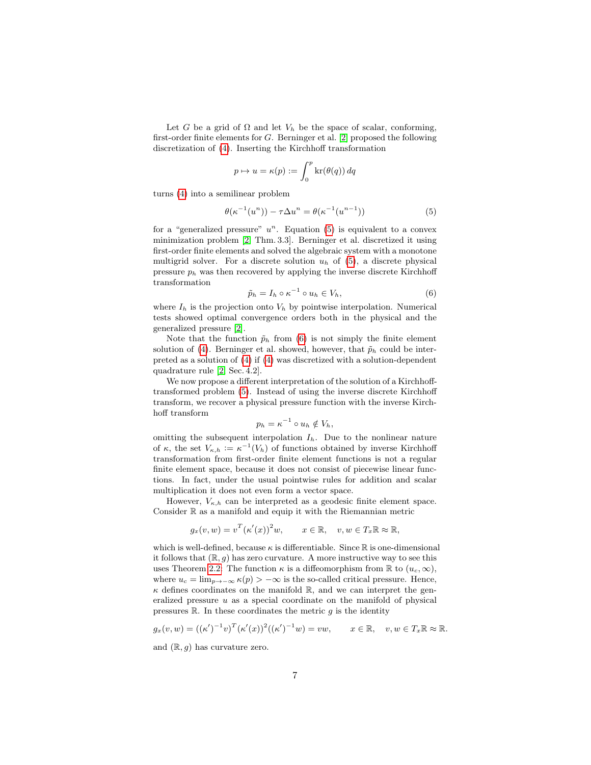Let $G$ be a grid of $\Omega$ and let $V_h$ be the space of scalar, conforming, first-order finite elements for $G$. Berninger et al. [2] proposed the following discretization of (4). Inserting the Kirchhoff transformation

$$p \mapsto u = \kappa(p) := \int_0^p \mathrm{kr}(\theta(q))\, dq$$

turns (4) into a semilinear problem

$$\theta(\kappa^{-1}(u^n)) - \tau\Delta u^n = \theta(\kappa^{-1}(u^{n-1})) \tag{5}$$

for a "generalized pressure" $u^n$. Equation (5) is equivalent to a convex minimization problem [2, Thm. 3.3]. Berninger et al. discretized it using first-order finite elements and solved the algebraic system with a monotone multigrid solver. For a discrete solution $u_h$ of (5), a discrete physical pressure $p_h$ was then recovered by applying the inverse discrete Kirchhoff transformation

$$\tilde{p}_h = I_h \circ \kappa^{-1} \circ u_h \in V_h, \tag{6}$$

where $I_h$ is the projection onto $V_h$ by pointwise interpolation. Numerical tests showed optimal convergence orders both in the physical and the generalized pressure [2].

Note that the function $\tilde{p}_h$ from (6) is not simply the finite element solution of (4). Berninger et al. showed, however, that $\tilde{p}_h$ could be interpreted as a solution of (4) if (4) was discretized with a solution-dependent quadrature rule [2, Sec. 4.2].

We now propose a different interpretation of the solution of a Kirchhoff-transformed problem (5). Instead of using the inverse discrete Kirchhoff transform, we recover a physical pressure function with the inverse Kirchhoff transform

$$p_h = \kappa^{-1} \circ u_h \notin V_h,$$

omitting the subsequent interpolation $I_h$. Due to the nonlinear nature of $\kappa$, the set $V_{\kappa,h} := \kappa^{-1}(V_h)$ of functions obtained by inverse Kirchhoff transformation from first-order finite element functions is not a regular finite element space, because it does not consist of piecewise linear functions. In fact, under the usual pointwise rules for addition and scalar multiplication it does not even form a vector space.

However, $V_{\kappa,h}$ can be interpreted as a geodesic finite element space. Consider $\mathbb{R}$ as a manifold and equip it with the Riemannian metric

$$g_x(v,w) = v^T(\kappa'(x))^2 w, \qquad x \in \mathbb{R}, \quad v,w \in T_x\mathbb{R} \approx \mathbb{R},$$

which is well-defined, because $\kappa$ is differentiable. Since $\mathbb{R}$ is one-dimensional it follows that $(\mathbb{R}, g)$ has zero curvature. A more instructive way to see this uses Theorem 2.2: The function $\kappa$ is a diffeomorphism from $\mathbb{R}$ to $(u_c, \infty)$, where $u_c = \lim_{p\to-\infty} \kappa(p) > -\infty$ is the so-called critical pressure. Hence, $\kappa$ defines coordinates on the manifold $\mathbb{R}$, and we can interpret the generalized pressure $u$ as a special coordinate on the manifold of physical pressures $\mathbb{R}$. In these coordinates the metric $g$ is the identity

$$g_x(v,w) = ((\kappa')^{-1}v)^T(\kappa'(x))^2((\kappa')^{-1}w) = vw, \qquad x \in \mathbb{R}, \quad v,w \in T_x\mathbb{R} \approx \mathbb{R}.$$

and $(\mathbb{R}, g)$ has curvature zero.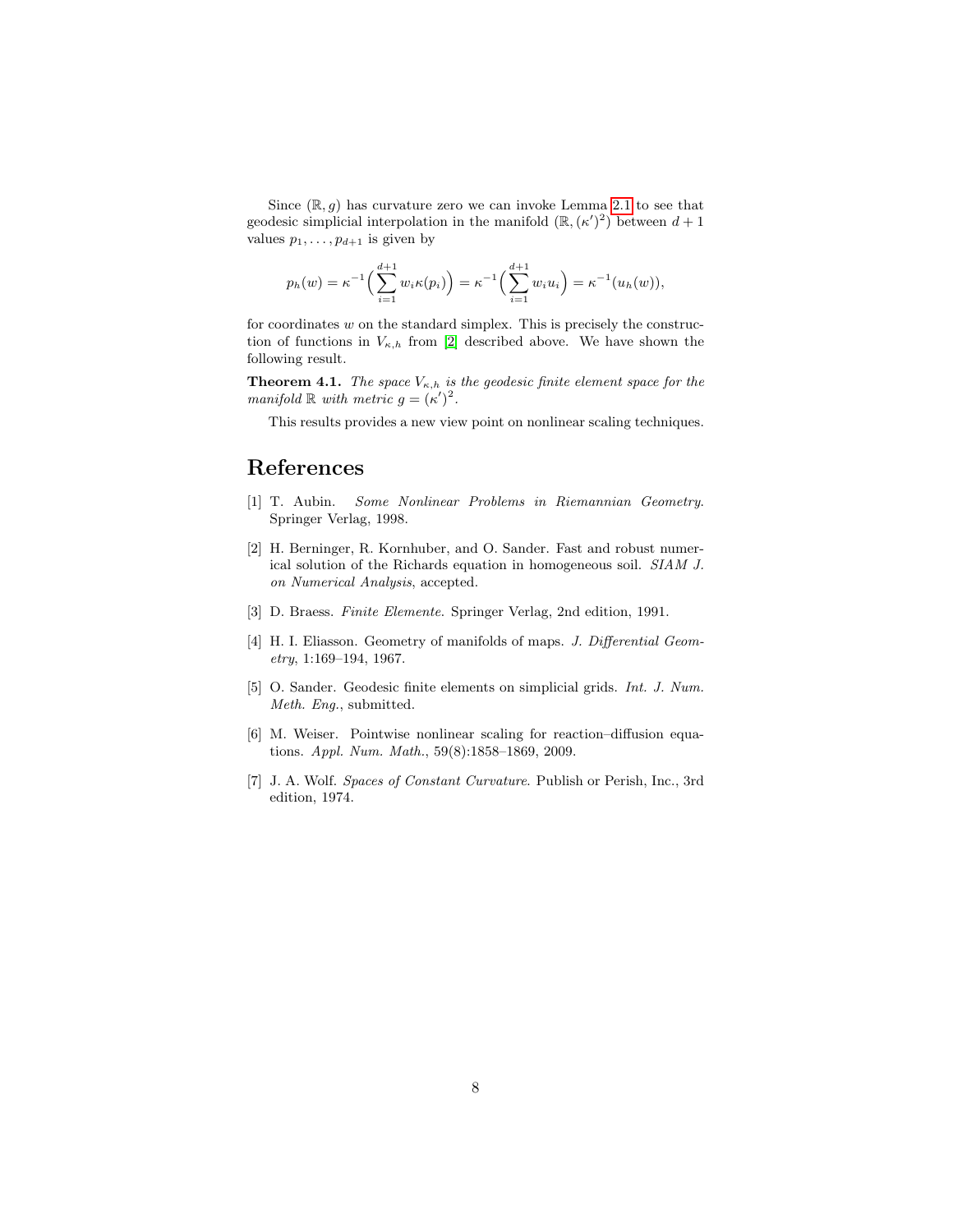Since $(\mathbb{R}, g)$ has curvature zero we can invoke Lemma 2.1 to see that geodesic simplicial interpolation in the manifold $(\mathbb{R}, (\kappa')^2)$ between $d+1$ values $p_1, \dots, p_{d+1}$ is given by

$$p_h(w) = \kappa^{-1}\Big(\sum_{i=1}^{d+1} w_i \kappa(p_i)\Big) = \kappa^{-1}\Big(\sum_{i=1}^{d+1} w_i u_i\Big) = \kappa^{-1}(u_h(w)),$$

for coordinates $w$ on the standard simplex. This is precisely the construction of functions in $V_{\kappa,h}$ from [2] described above. We have shown the following result.

**Theorem 4.1.** *The space $V_{\kappa,h}$ is the geodesic finite element space for the manifold $\mathbb{R}$ with metric $g = (\kappa')^2$.*

This results provides a new view point on nonlinear scaling techniques.

# References

[1] T. Aubin. *Some Nonlinear Problems in Riemannian Geometry*. Springer Verlag, 1998.

[2] H. Berninger, R. Kornhuber, and O. Sander. Fast and robust numerical solution of the Richards equation in homogeneous soil. *SIAM J. on Numerical Analysis*, accepted.

[3] D. Braess. *Finite Elemente*. Springer Verlag, 2nd edition, 1991.

[4] H. I. Eliasson. Geometry of manifolds of maps. *J. Differential Geometry*, 1:169–194, 1967.

[5] O. Sander. Geodesic finite elements on simplicial grids. *Int. J. Num. Meth. Eng.*, submitted.

[6] M. Weiser. Pointwise nonlinear scaling for reaction–diffusion equations. *Appl. Num. Math.*, 59(8):1858–1869, 2009.

[7] J. A. Wolf. *Spaces of Constant Curvature*. Publish or Perish, Inc., 3rd edition, 1974.